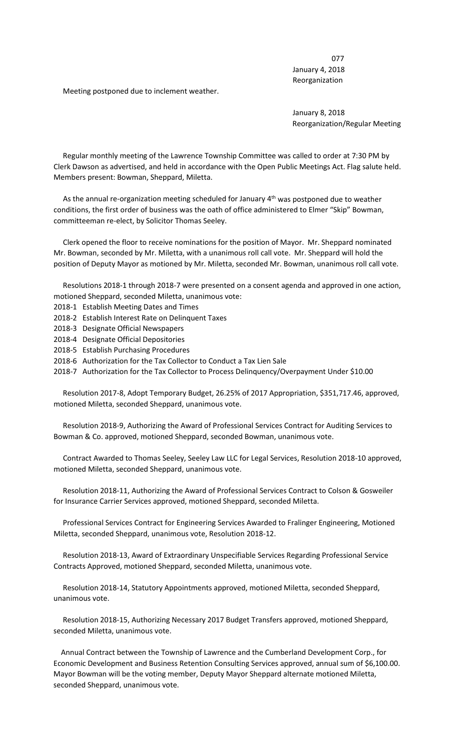077
January 4, 2018
Reorganization

Meeting postponed due to inclement weather.

January 8, 2018
Reorganization/Regular Meeting

Regular monthly meeting of the Lawrence Township Committee was called to order at 7:30 PM by Clerk Dawson as advertised, and held in accordance with the Open Public Meetings Act. Flag salute held. Members present: Bowman, Sheppard, Miletta.

As the annual re-organization meeting scheduled for January 4th was postponed due to weather conditions, the first order of business was the oath of office administered to Elmer "Skip" Bowman, committeeman re-elect, by Solicitor Thomas Seeley.

Clerk opened the floor to receive nominations for the position of Mayor. Mr. Sheppard nominated Mr. Bowman, seconded by Mr. Miletta, with a unanimous roll call vote. Mr. Sheppard will hold the position of Deputy Mayor as motioned by Mr. Miletta, seconded Mr. Bowman, unanimous roll call vote.

Resolutions 2018-1 through 2018-7 were presented on a consent agenda and approved in one action, motioned Sheppard, seconded Miletta, unanimous vote:

2018-1 Establish Meeting Dates and Times
2018-2 Establish Interest Rate on Delinquent Taxes
2018-3 Designate Official Newspapers
2018-4 Designate Official Depositories
2018-5 Establish Purchasing Procedures
2018-6 Authorization for the Tax Collector to Conduct a Tax Lien Sale
2018-7 Authorization for the Tax Collector to Process Delinquency/Overpayment Under $10.00

Resolution 2017-8, Adopt Temporary Budget, 26.25% of 2017 Appropriation, $351,717.46, approved, motioned Miletta, seconded Sheppard, unanimous vote.

Resolution 2018-9, Authorizing the Award of Professional Services Contract for Auditing Services to Bowman & Co. approved, motioned Sheppard, seconded Bowman, unanimous vote.

Contract Awarded to Thomas Seeley, Seeley Law LLC for Legal Services, Resolution 2018-10 approved, motioned Miletta, seconded Sheppard, unanimous vote.

Resolution 2018-11, Authorizing the Award of Professional Services Contract to Colson & Gosweiler for Insurance Carrier Services approved, motioned Sheppard, seconded Miletta.

Professional Services Contract for Engineering Services Awarded to Fralinger Engineering, Motioned Miletta, seconded Sheppard, unanimous vote, Resolution 2018-12.

Resolution 2018-13, Award of Extraordinary Unspecifiable Services Regarding Professional Service Contracts Approved, motioned Sheppard, seconded Miletta, unanimous vote.

Resolution 2018-14, Statutory Appointments approved, motioned Miletta, seconded Sheppard, unanimous vote.

Resolution 2018-15, Authorizing Necessary 2017 Budget Transfers approved, motioned Sheppard, seconded Miletta, unanimous vote.

Annual Contract between the Township of Lawrence and the Cumberland Development Corp., for Economic Development and Business Retention Consulting Services approved, annual sum of $6,100.00. Mayor Bowman will be the voting member, Deputy Mayor Sheppard alternate motioned Miletta, seconded Sheppard, unanimous vote.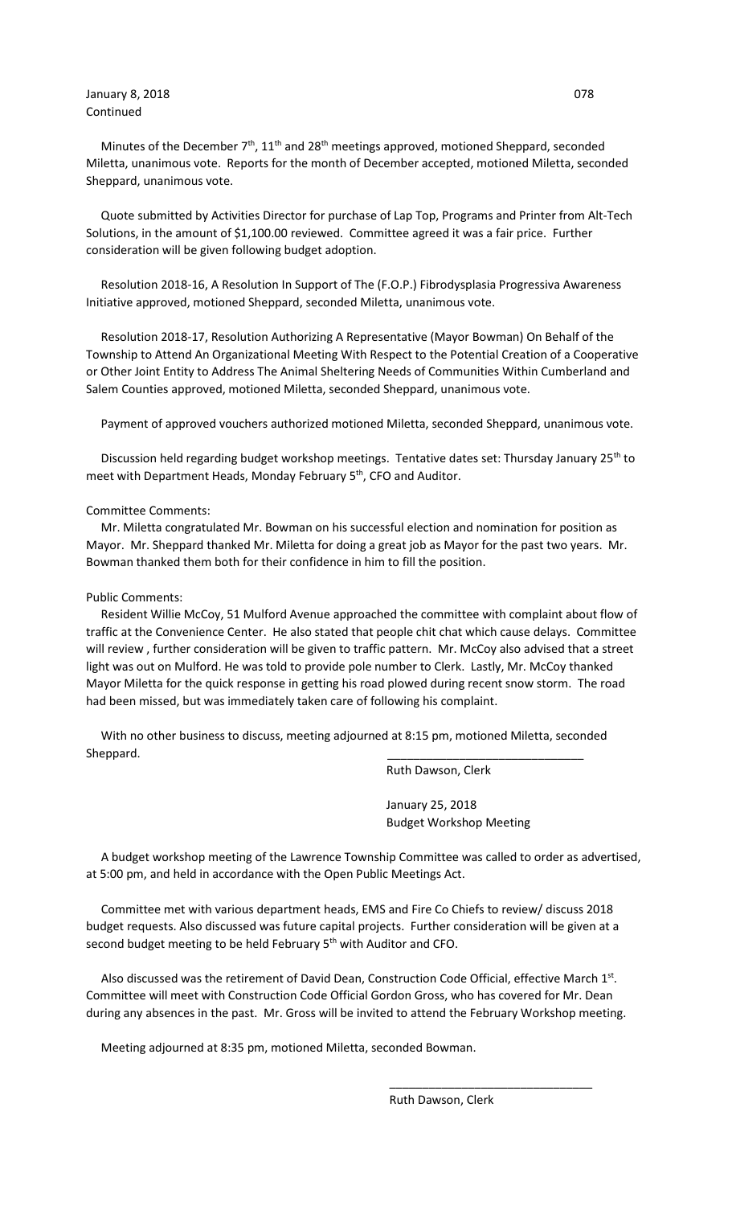January 8, 2018
Continued

Minutes of the December 7th, 11th and 28th meetings approved, motioned Sheppard, seconded Miletta, unanimous vote. Reports for the month of December accepted, motioned Miletta, seconded Sheppard, unanimous vote.

Quote submitted by Activities Director for purchase of Lap Top, Programs and Printer from Alt-Tech Solutions, in the amount of $1,100.00 reviewed. Committee agreed it was a fair price. Further consideration will be given following budget adoption.

Resolution 2018-16, A Resolution In Support of The (F.O.P.) Fibrodysplasia Progressiva Awareness Initiative approved, motioned Sheppard, seconded Miletta, unanimous vote.

Resolution 2018-17, Resolution Authorizing A Representative (Mayor Bowman) On Behalf of the Township to Attend An Organizational Meeting With Respect to the Potential Creation of a Cooperative or Other Joint Entity to Address The Animal Sheltering Needs of Communities Within Cumberland and Salem Counties approved, motioned Miletta, seconded Sheppard, unanimous vote.

Payment of approved vouchers authorized motioned Miletta, seconded Sheppard, unanimous vote.

Discussion held regarding budget workshop meetings. Tentative dates set: Thursday January 25th to meet with Department Heads, Monday February 5th, CFO and Auditor.

Committee Comments:

Mr. Miletta congratulated Mr. Bowman on his successful election and nomination for position as Mayor. Mr. Sheppard thanked Mr. Miletta for doing a great job as Mayor for the past two years. Mr. Bowman thanked them both for their confidence in him to fill the position.

Public Comments:

Resident Willie McCoy, 51 Mulford Avenue approached the committee with complaint about flow of traffic at the Convenience Center. He also stated that people chit chat which cause delays. Committee will review , further consideration will be given to traffic pattern. Mr. McCoy also advised that a street light was out on Mulford. He was told to provide pole number to Clerk. Lastly, Mr. McCoy thanked Mayor Miletta for the quick response in getting his road plowed during recent snow storm. The road had been missed, but was immediately taken care of following his complaint.

With no other business to discuss, meeting adjourned at 8:15 pm, motioned Miletta, seconded Sheppard.

\_\_\_\_\_\_\_\_\_\_\_\_\_\_\_\_\_\_\_\_\_\_\_\_\_\_\_\_\_\_
Ruth Dawson, Clerk

January 25, 2018
Budget Workshop Meeting

A budget workshop meeting of the Lawrence Township Committee was called to order as advertised, at 5:00 pm, and held in accordance with the Open Public Meetings Act.

Committee met with various department heads, EMS and Fire Co Chiefs to review/ discuss 2018 budget requests. Also discussed was future capital projects. Further consideration will be given at a second budget meeting to be held February 5th with Auditor and CFO.

Also discussed was the retirement of David Dean, Construction Code Official, effective March 1st. Committee will meet with Construction Code Official Gordon Gross, who has covered for Mr. Dean during any absences in the past. Mr. Gross will be invited to attend the February Workshop meeting.

Meeting adjourned at 8:35 pm, motioned Miletta, seconded Bowman.

\_\_\_\_\_\_\_\_\_\_\_\_\_\_\_\_\_\_\_\_\_\_\_\_\_\_\_\_\_\_
Ruth Dawson, Clerk